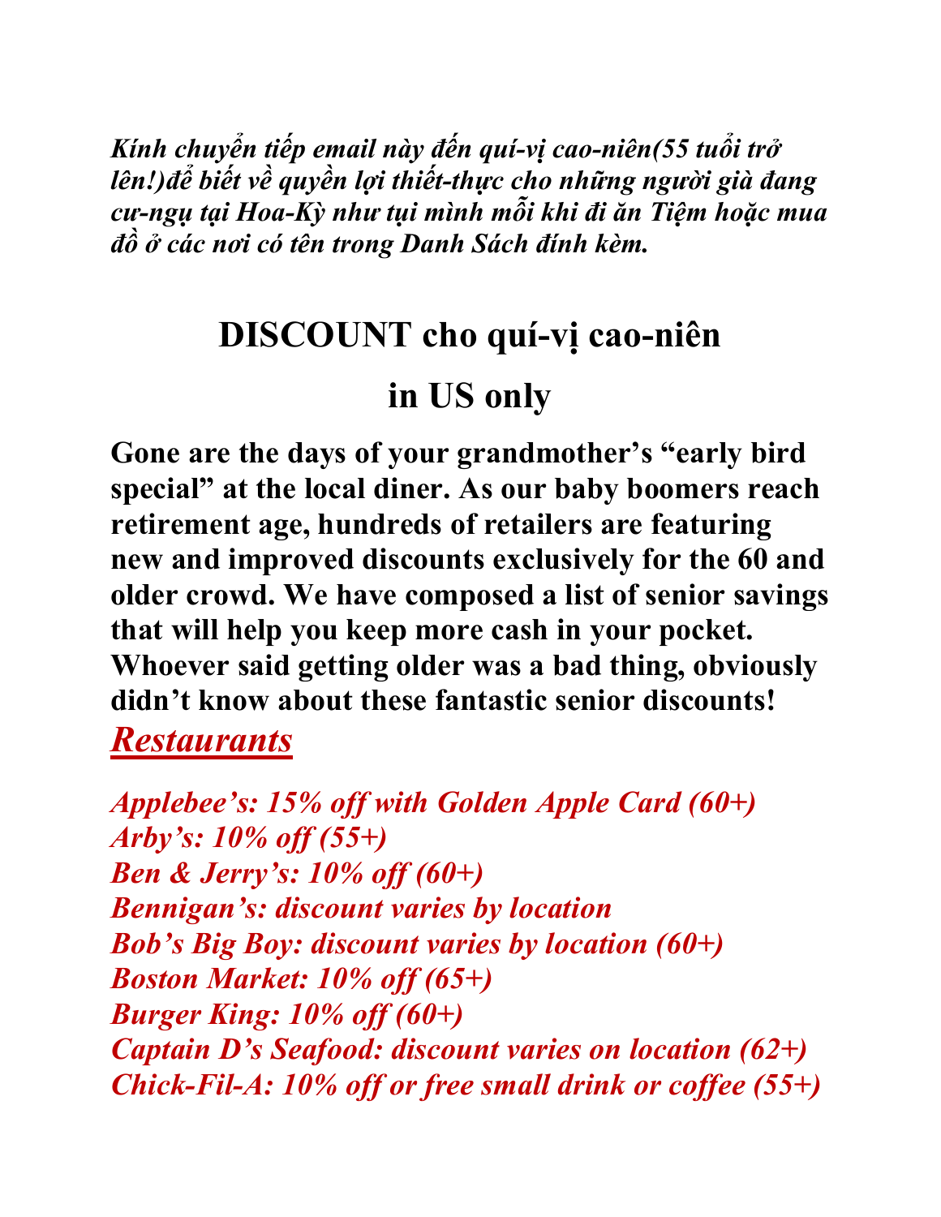*Kính chuyển tiếp email này đến quí-vị cao-niên(55 tuổi trở lên!)để biết về quyền lợi thiết-thực cho những người già đang cư-ngụ tại Hoa-Kỳ như tụi mình mỗi khi đi ăn Tiệm hoặc mua đồ ở các nơi có tên trong Danh Sách đính kèm.*

# DISCOUNT cho quí-vị cao-niên

# in US only

**Gone are the days of your grandmother's "early bird special" at the local diner. As our baby boomers reach retirement age, hundreds of retailers are featuring new and improved discounts exclusively for the 60 and older crowd. We have composed a list of senior savings that will help you keep more cash in your pocket. Whoever said getting older was a bad thing, obviously didn't know about these fantastic senior discounts!**

## ***Restaurants***

*Applebee's: 15% off with Golden Apple Card (60+)*
*Arby's: 10% off (55+)*
*Ben & Jerry's: 10% off (60+)*
*Bennigan's: discount varies by location*
*Bob's Big Boy: discount varies by location (60+)*
*Boston Market: 10% off (65+)*
*Burger King: 10% off (60+)*
*Captain D's Seafood: discount varies on location (62+)*
*Chick-Fil-A: 10% off or free small drink or coffee (55+)*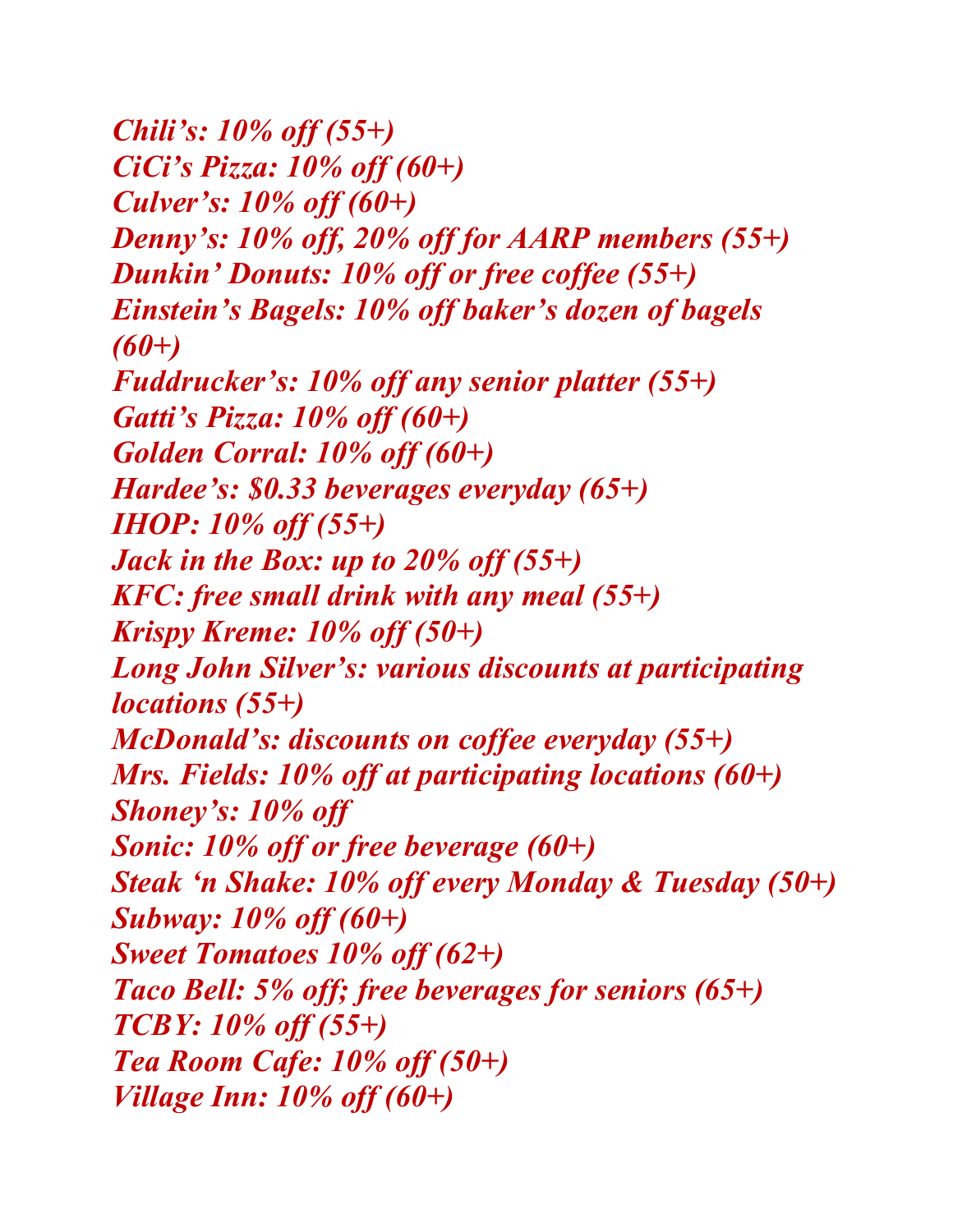*Chili's: 10% off (55+)*
*CiCi's Pizza: 10% off (60+)*
*Culver's: 10% off (60+)*
*Denny's: 10% off, 20% off for AARP members (55+)*
*Dunkin' Donuts: 10% off or free coffee (55+)*
*Einstein's Bagels: 10% off baker's dozen of bagels (60+)*
*Fuddrucker's: 10% off any senior platter (55+)*
*Gatti's Pizza: 10% off (60+)*
*Golden Corral: 10% off (60+)*
*Hardee's: $0.33 beverages everyday (65+)*
*IHOP: 10% off (55+)*
*Jack in the Box: up to 20% off (55+)*
*KFC: free small drink with any meal (55+)*
*Krispy Kreme: 10% off (50+)*
*Long John Silver's: various discounts at participating locations (55+)*
*McDonald's: discounts on coffee everyday (55+)*
*Mrs. Fields: 10% off at participating locations (60+)*
*Shoney's: 10% off*
*Sonic: 10% off or free beverage (60+)*
*Steak 'n Shake: 10% off every Monday & Tuesday (50+)*
*Subway: 10% off (60+)*
*Sweet Tomatoes 10% off (62+)*
*Taco Bell: 5% off; free beverages for seniors (65+)*
*TCBY: 10% off (55+)*
*Tea Room Cafe: 10% off (50+)*
*Village Inn: 10% off (60+)*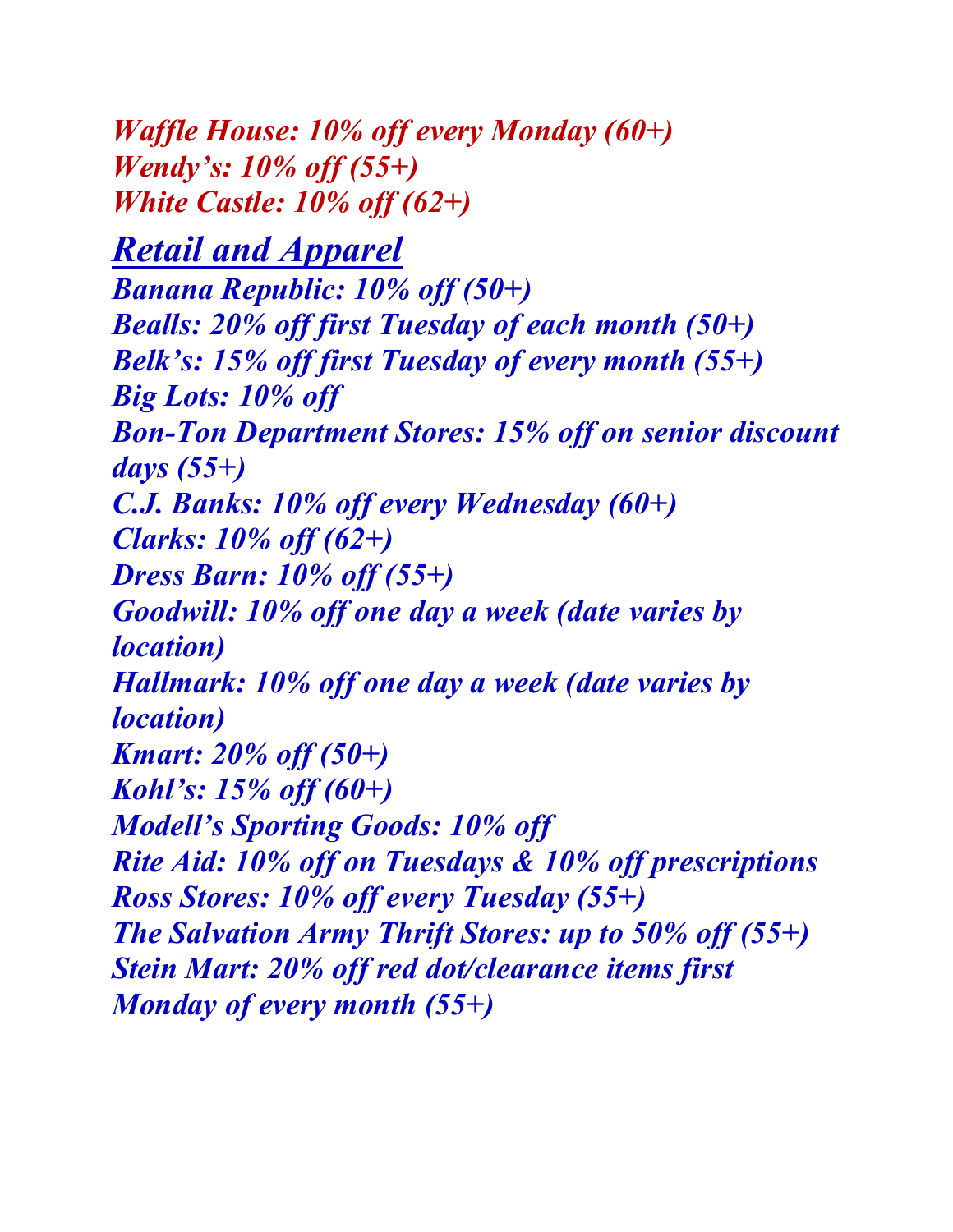*Waffle House: 10% off every Monday (60+)*
*Wendy's: 10% off (55+)*
*White Castle: 10% off (62+)*

## ***Retail and Apparel***

*Banana Republic: 10% off (50+)*
*Bealls: 20% off first Tuesday of each month (50+)*
*Belk's: 15% off first Tuesday of every month (55+)*
*Big Lots: 10% off*
*Bon-Ton Department Stores: 15% off on senior discount days (55+)*
*C.J. Banks: 10% off every Wednesday (60+)*
*Clarks: 10% off (62+)*
*Dress Barn: 10% off (55+)*
*Goodwill: 10% off one day a week (date varies by location)*
*Hallmark: 10% off one day a week (date varies by location)*
*Kmart: 20% off (50+)*
*Kohl's: 15% off (60+)*
*Modell's Sporting Goods: 10% off*
*Rite Aid: 10% off on Tuesdays & 10% off prescriptions*
*Ross Stores: 10% off every Tuesday (55+)*
*The Salvation Army Thrift Stores: up to 50% off (55+)*
*Stein Mart: 20% off red dot/clearance items first Monday of every month (55+)*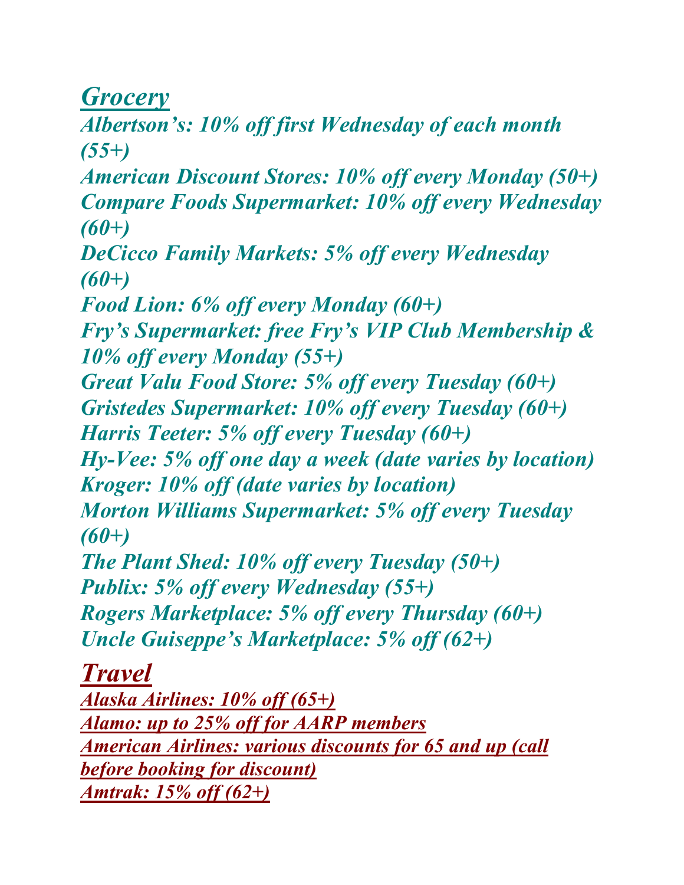## *Grocery*

*Albertson's: 10% off first Wednesday of each month (55+)*
*American Discount Stores: 10% off every Monday (50+)*
*Compare Foods Supermarket: 10% off every Wednesday (60+)*
*DeCicco Family Markets: 5% off every Wednesday (60+)*
*Food Lion: 6% off every Monday (60+)*
*Fry's Supermarket: free Fry's VIP Club Membership & 10% off every Monday (55+)*
*Great Valu Food Store: 5% off every Tuesday (60+)*
*Gristedes Supermarket: 10% off every Tuesday (60+)*
*Harris Teeter: 5% off every Tuesday (60+)*
*Hy-Vee: 5% off one day a week (date varies by location)*
*Kroger: 10% off (date varies by location)*
*Morton Williams Supermarket: 5% off every Tuesday (60+)*
*The Plant Shed: 10% off every Tuesday (50+)*
*Publix: 5% off every Wednesday (55+)*
*Rogers Marketplace: 5% off every Thursday (60+)*
*Uncle Guiseppe's Marketplace: 5% off (62+)*

## *Travel*

*Alaska Airlines: 10% off (65+)*
*Alamo: up to 25% off for AARP members*
*American Airlines: various discounts for 65 and up (call before booking for discount)*
*Amtrak: 15% off (62+)*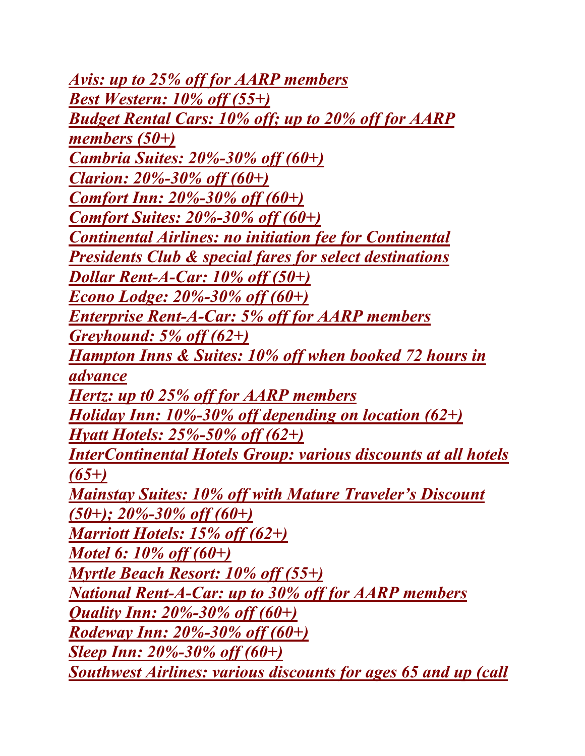*Avis: up to 25% off for AARP members*
*Best Western: 10% off (55+)*
*Budget Rental Cars: 10% off; up to 20% off for AARP members (50+)*
*Cambria Suites: 20%-30% off (60+)*
*Clarion: 20%-30% off (60+)*
*Comfort Inn: 20%-30% off (60+)*
*Comfort Suites: 20%-30% off (60+)*
*Continental Airlines: no initiation fee for Continental Presidents Club & special fares for select destinations*
*Dollar Rent-A-Car: 10% off (50+)*
*Econo Lodge: 20%-30% off (60+)*
*Enterprise Rent-A-Car: 5% off for AARP members*
*Greyhound: 5% off (62+)*
*Hampton Inns & Suites: 10% off when booked 72 hours in advance*
*Hertz: up t0 25% off for AARP members*
*Holiday Inn: 10%-30% off depending on location (62+)*
*Hyatt Hotels: 25%-50% off (62+)*
*InterContinental Hotels Group: various discounts at all hotels (65+)*
*Mainstay Suites: 10% off with Mature Traveler's Discount (50+); 20%-30% off (60+)*
*Marriott Hotels: 15% off (62+)*
*Motel 6: 10% off (60+)*
*Myrtle Beach Resort: 10% off (55+)*
*National Rent-A-Car: up to 30% off for AARP members*
*Quality Inn: 20%-30% off (60+)*
*Rodeway Inn: 20%-30% off (60+)*
*Sleep Inn: 20%-30% off (60+)*
*Southwest Airlines: various discounts for ages 65 and up (call*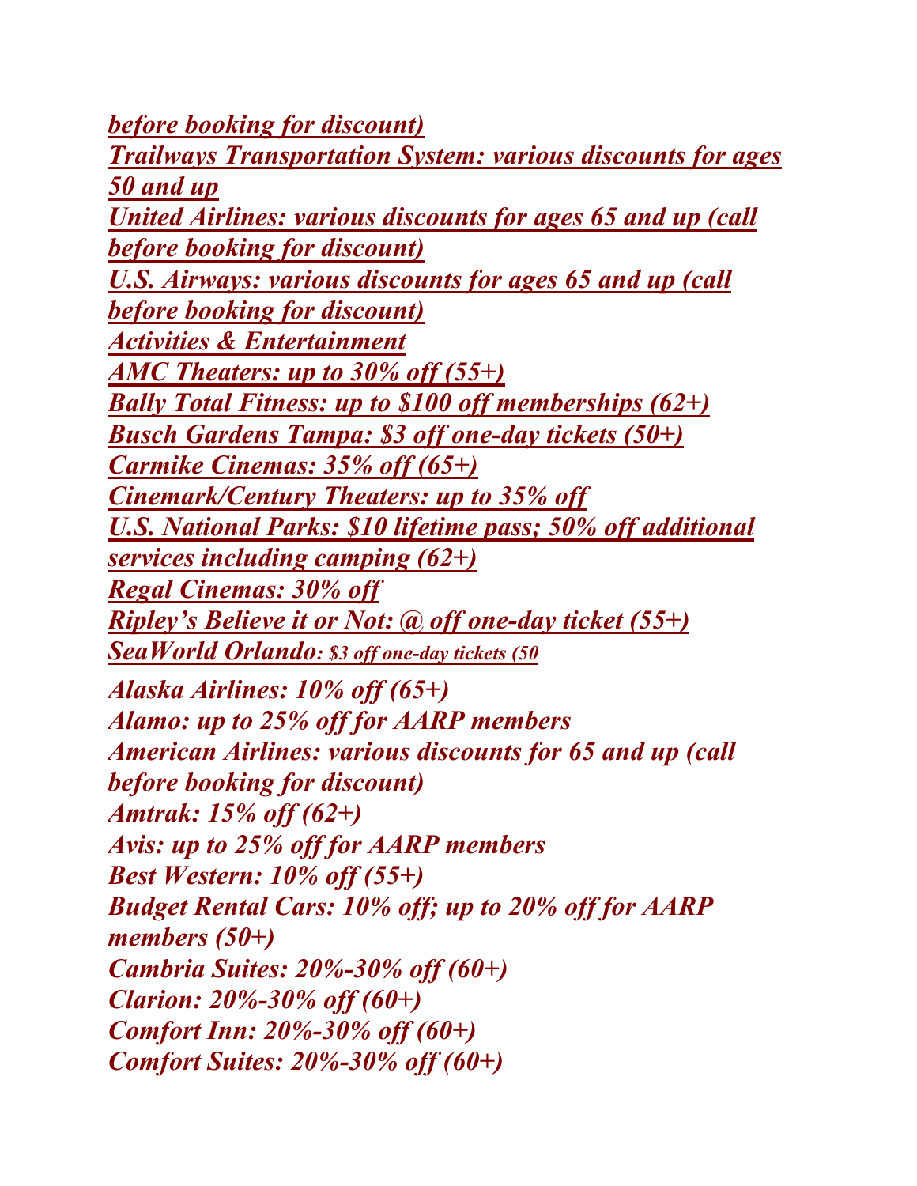*before booking for discount)*
*Trailways Transportation System: various discounts for ages 50 and up*
*United Airlines: various discounts for ages 65 and up (call before booking for discount)*
*U.S. Airways: various discounts for ages 65 and up (call before booking for discount)*
*Activities & Entertainment*
*AMC Theaters: up to 30% off (55+)*
*Bally Total Fitness: up to $100 off memberships (62+)*
*Busch Gardens Tampa: $3 off one-day tickets (50+)*
*Carmike Cinemas: 35% off (65+)*
*Cinemark/Century Theaters: up to 35% off*
*U.S. National Parks: $10 lifetime pass; 50% off additional services including camping (62+)*
*Regal Cinemas: 30% off*
*Ripley's Believe it or Not: @ off one-day ticket (55+)*
*SeaWorld Orlando: $3 off one-day tickets (50*

*Alaska Airlines: 10% off (65+)*
*Alamo: up to 25% off for AARP members*
*American Airlines: various discounts for 65 and up (call before booking for discount)*
*Amtrak: 15% off (62+)*
*Avis: up to 25% off for AARP members*
*Best Western: 10% off (55+)*
*Budget Rental Cars: 10% off; up to 20% off for AARP members (50+)*
*Cambria Suites: 20%-30% off (60+)*
*Clarion: 20%-30% off (60+)*
*Comfort Inn: 20%-30% off (60+)*
*Comfort Suites: 20%-30% off (60+)*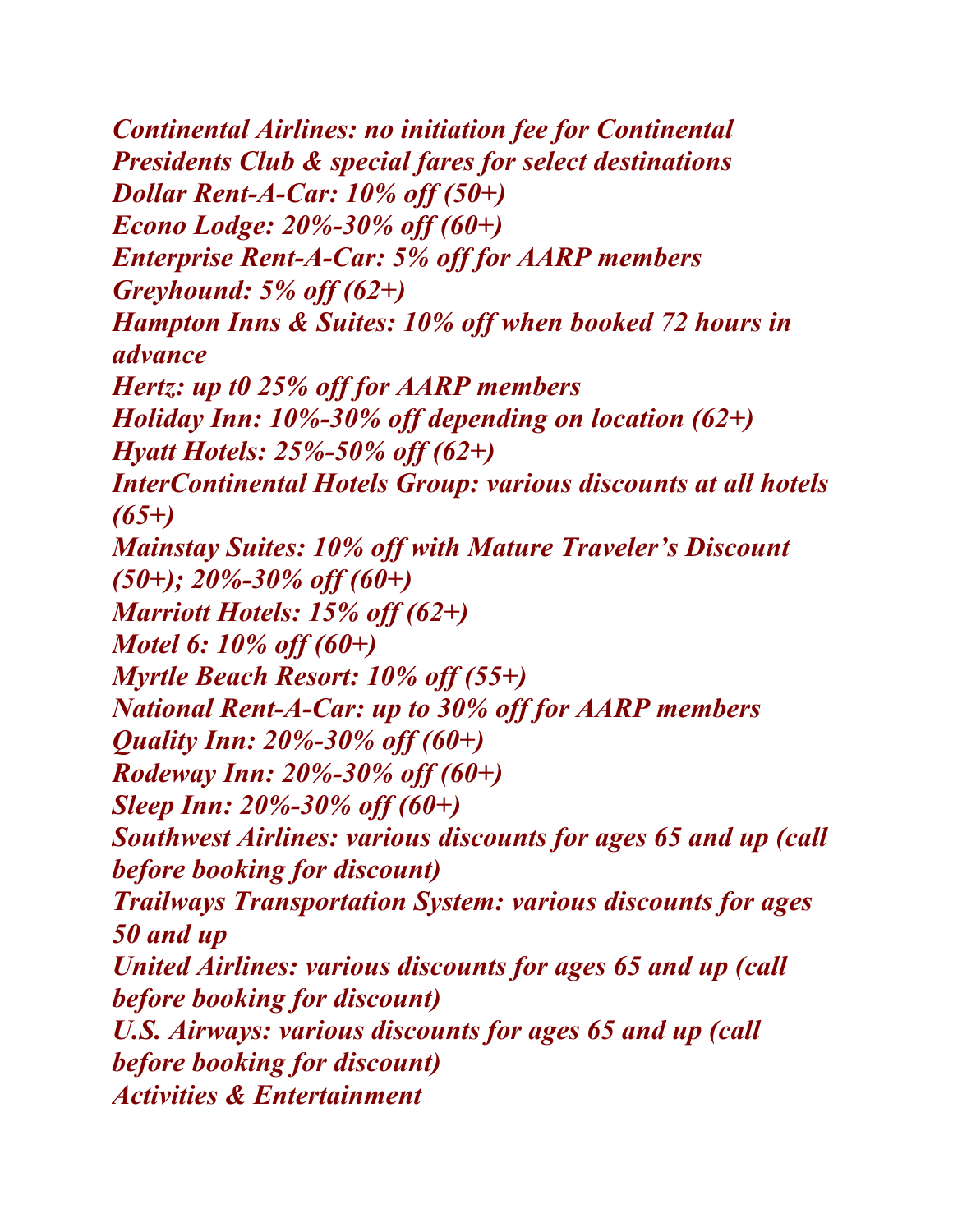*Continental Airlines: no initiation fee for Continental Presidents Club & special fares for select destinations*
*Dollar Rent-A-Car: 10% off (50+)*
*Econo Lodge: 20%-30% off (60+)*
*Enterprise Rent-A-Car: 5% off for AARP members*
*Greyhound: 5% off (62+)*
*Hampton Inns & Suites: 10% off when booked 72 hours in advance*
*Hertz: up t0 25% off for AARP members*
*Holiday Inn: 10%-30% off depending on location (62+)*
*Hyatt Hotels: 25%-50% off (62+)*
*InterContinental Hotels Group: various discounts at all hotels (65+)*
*Mainstay Suites: 10% off with Mature Traveler's Discount (50+); 20%-30% off (60+)*
*Marriott Hotels: 15% off (62+)*
*Motel 6: 10% off (60+)*
*Myrtle Beach Resort: 10% off (55+)*
*National Rent-A-Car: up to 30% off for AARP members*
*Quality Inn: 20%-30% off (60+)*
*Rodeway Inn: 20%-30% off (60+)*
*Sleep Inn: 20%-30% off (60+)*
*Southwest Airlines: various discounts for ages 65 and up (call before booking for discount)*
*Trailways Transportation System: various discounts for ages 50 and up*
*United Airlines: various discounts for ages 65 and up (call before booking for discount)*
*U.S. Airways: various discounts for ages 65 and up (call before booking for discount)*
*Activities & Entertainment*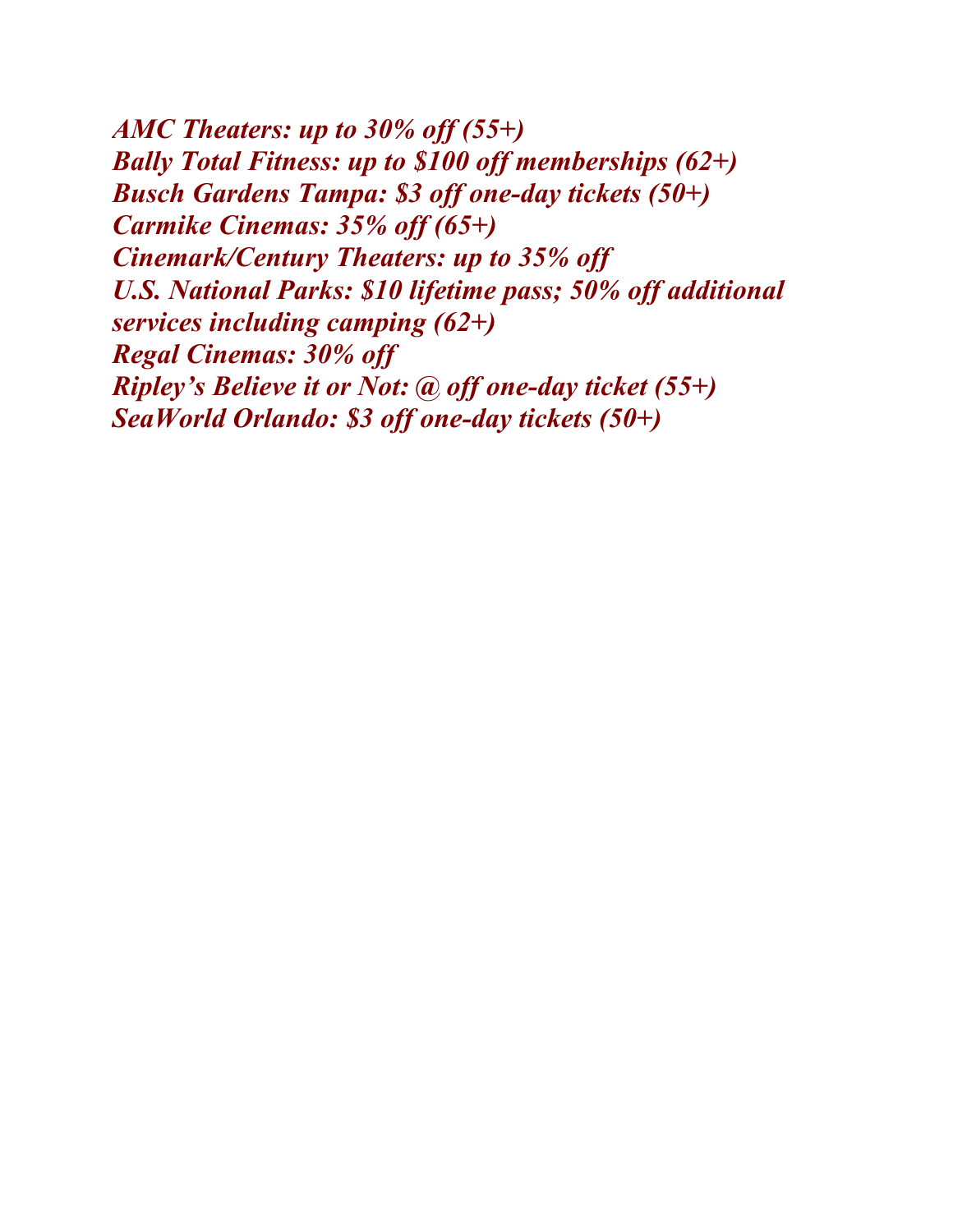*AMC Theaters: up to 30% off (55+)*
*Bally Total Fitness: up to $100 off memberships (62+)*
*Busch Gardens Tampa: $3 off one-day tickets (50+)*
*Carmike Cinemas: 35% off (65+)*
*Cinemark/Century Theaters: up to 35% off*
*U.S. National Parks: $10 lifetime pass; 50% off additional services including camping (62+)*
*Regal Cinemas: 30% off*
*Ripley's Believe it or Not: @ off one-day ticket (55+)*
*SeaWorld Orlando: $3 off one-day tickets (50+)*